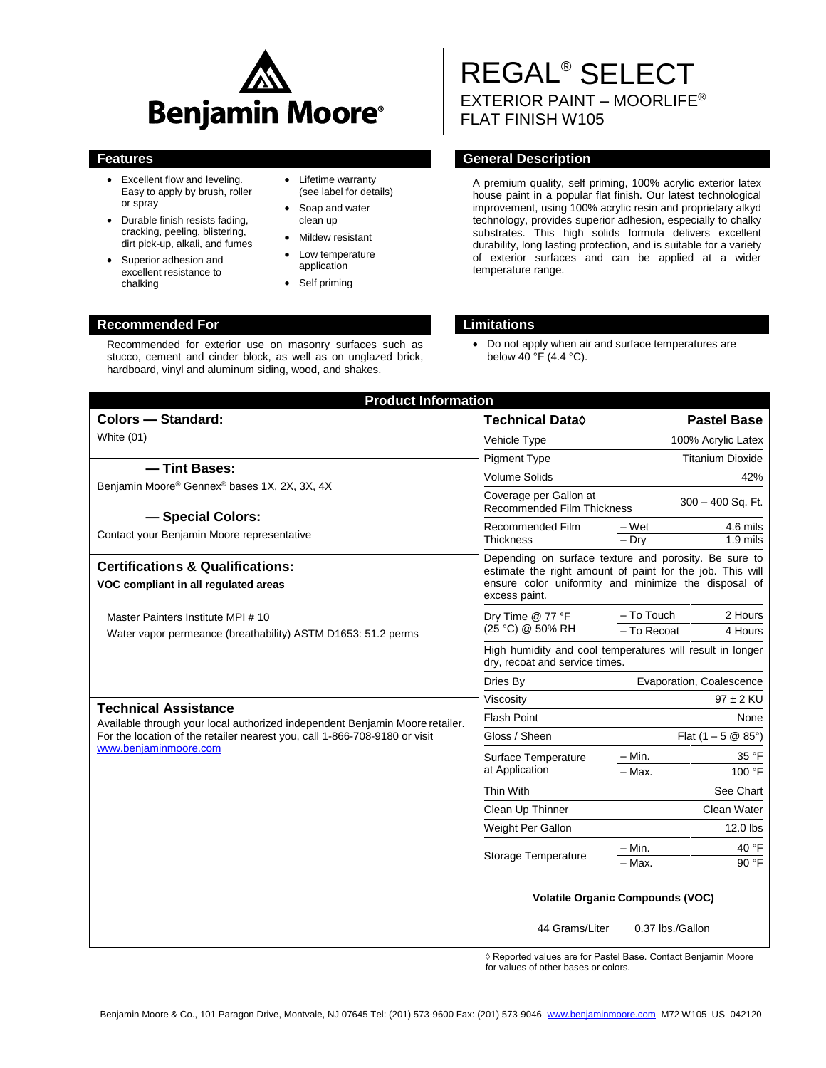Benjamin Moore®

# REGAL® SELECT

EXTERIOR PAINT – MOORLIFE®
FLAT FINISH W105

## Features

- Excellent flow and leveling. Easy to apply by brush, roller or spray
- Durable finish resists fading, cracking, peeling, blistering, dirt pick-up, alkali, and fumes
- Superior adhesion and excellent resistance to chalking
- Lifetime warranty (see label for details)
- Soap and water clean up
- Mildew resistant
- Low temperature application
- Self priming

## General Description

A premium quality, self priming, 100% acrylic exterior latex house paint in a popular flat finish. Our latest technological improvement, using 100% acrylic resin and proprietary alkyd technology, provides superior adhesion, especially to chalky substrates. This high solids formula delivers excellent durability, long lasting protection, and is suitable for a variety of exterior surfaces and can be applied at a wider temperature range.

## Recommended For

Recommended for exterior use on masonry surfaces such as stucco, cement and cinder block, as well as on unglazed brick, hardboard, vinyl and aluminum siding, wood, and shakes.

## Limitations

- Do not apply when air and surface temperatures are below 40 °F (4.4 °C).

## Product Information

### Colors — Standard:

White (01)

### — Tint Bases:

Benjamin Moore® Gennex® bases 1X, 2X, 3X, 4X

### — Special Colors:

Contact your Benjamin Moore representative

### Certifications & Qualifications:

**VOC compliant in all regulated areas**

Master Painters Institute MPI # 10

Water vapor permeance (breathability) ASTM D1653: 51.2 perms

### Technical Assistance

Available through your local authorized independent Benjamin Moore retailer. For the location of the retailer nearest you, call 1-866-708-9180 or visit www.benjaminmoore.com

| Technical Data◊ | | Pastel Base |
|---|---|---|
| Vehicle Type | | 100% Acrylic Latex |
| Pigment Type | | Titanium Dioxide |
| Volume Solids | | 42% |
| Coverage per Gallon at Recommended Film Thickness | | 300 – 400 Sq. Ft. |
| Recommended Film Thickness | – Wet | 4.6 mils |
| | – Dry | 1.9 mils |
| Depending on surface texture and porosity. Be sure to estimate the right amount of paint for the job. This will ensure color uniformity and minimize the disposal of excess paint. | | |
| Dry Time @ 77 °F (25 °C) @ 50% RH | – To Touch | 2 Hours |
| | – To Recoat | 4 Hours |
| High humidity and cool temperatures will result in longer dry, recoat and service times. | | |
| Dries By | | Evaporation, Coalescence |
| Viscosity | | 97 ± 2 KU |
| Flash Point | | None |
| Gloss / Sheen | | Flat (1 – 5 @ 85°) |
| Surface Temperature at Application | – Min. | 35 °F |
| | – Max. | 100 °F |
| Thin With | | See Chart |
| Clean Up Thinner | | Clean Water |
| Weight Per Gallon | | 12.0 lbs |
| Storage Temperature | – Min. | 40 °F |
| | – Max. | 90 °F |

**Volatile Organic Compounds (VOC)**

44 Grams/Liter 0.37 lbs./Gallon

◊ Reported values are for Pastel Base. Contact Benjamin Moore for values of other bases or colors.

Benjamin Moore & Co., 101 Paragon Drive, Montvale, NJ 07645 Tel: (201) 573-9600 Fax: (201) 573-9046 www.benjaminmoore.com M72 W105 US 042120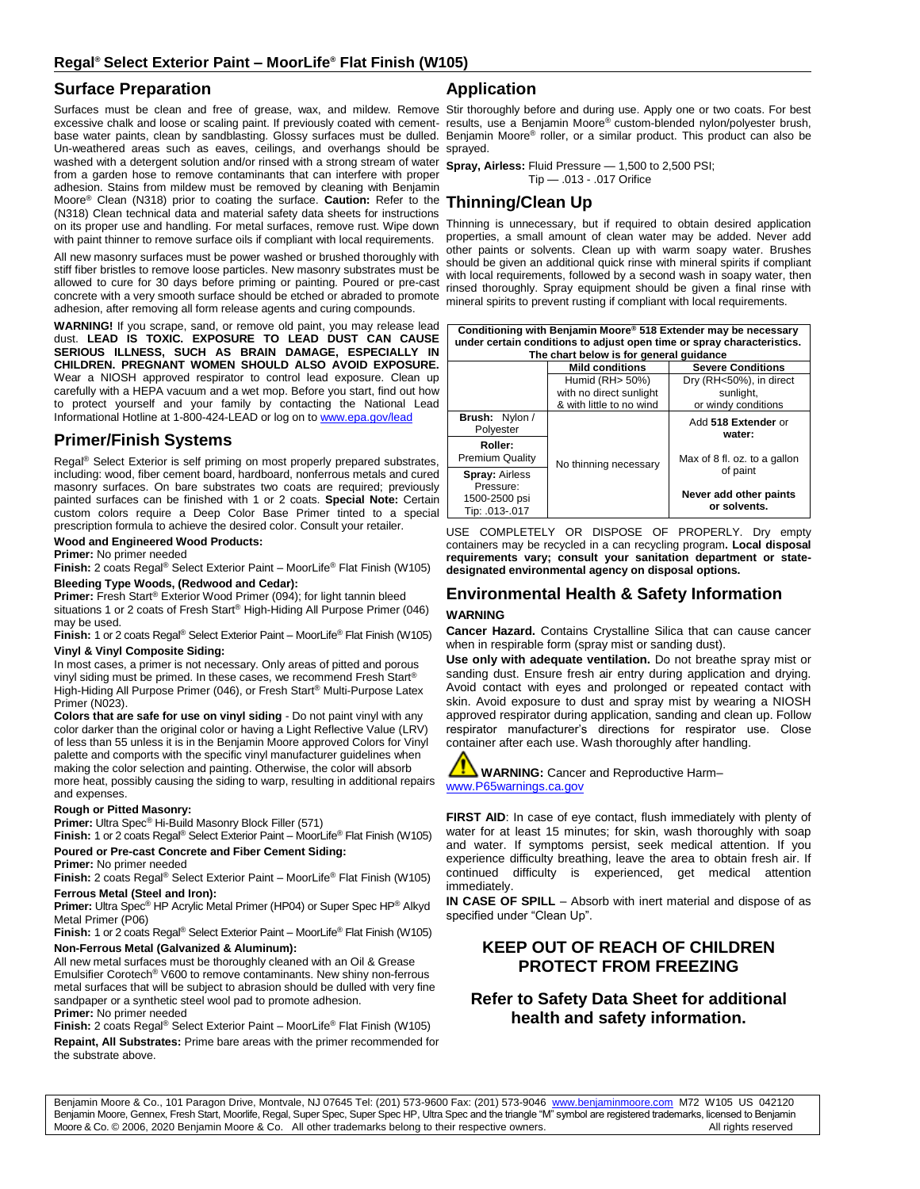# Regal® Select Exterior Paint – MoorLife® Flat Finish (W105)

## Surface Preparation

Surfaces must be clean and free of grease, wax, and mildew. Remove excessive chalk and loose or scaling paint. If previously coated with cement-base water paints, clean by sandblasting. Glossy surfaces must be dulled. Un-weathered areas such as eaves, ceilings, and overhangs should be washed with a detergent solution and/or rinsed with a strong stream of water from a garden hose to remove contaminants that can interfere with proper adhesion. Stains from mildew must be removed by cleaning with Benjamin Moore® Clean (N318) prior to coating the surface. **Caution:** Refer to the (N318) Clean technical data and material safety data sheets for instructions on its proper use and handling. For metal surfaces, remove rust. Wipe down with paint thinner to remove surface oils if compliant with local requirements.

All new masonry surfaces must be power washed or brushed thoroughly with stiff fiber bristles to remove loose particles. New masonry substrates must be allowed to cure for 30 days before priming or painting. Poured or pre-cast concrete with a very smooth surface should be etched or abraded to promote adhesion, after removing all form release agents and curing compounds.

**WARNING!** If you scrape, sand, or remove old paint, you may release lead dust. **LEAD IS TOXIC. EXPOSURE TO LEAD DUST CAN CAUSE SERIOUS ILLNESS, SUCH AS BRAIN DAMAGE, ESPECIALLY IN CHILDREN. PREGNANT WOMEN SHOULD ALSO AVOID EXPOSURE.** Wear a NIOSH approved respirator to control lead exposure. Clean up carefully with a HEPA vacuum and a wet mop. Before you start, find out how to protect yourself and your family by contacting the National Lead Informational Hotline at 1-800-424-LEAD or log on to www.epa.gov/lead

## Primer/Finish Systems

Regal® Select Exterior is self priming on most properly prepared substrates, including: wood, fiber cement board, hardboard, nonferrous metals and cured masonry surfaces. On bare substrates two coats are required; previously painted surfaces can be finished with 1 or 2 coats. **Special Note:** Certain custom colors require a Deep Color Base Primer tinted to a special prescription formula to achieve the desired color. Consult your retailer.

**Wood and Engineered Wood Products:**

**Primer:** No primer needed

**Finish:** 2 coats Regal® Select Exterior Paint – MoorLife® Flat Finish (W105)

**Bleeding Type Woods, (Redwood and Cedar):**

**Primer:** Fresh Start® Exterior Wood Primer (094); for light tannin bleed situations 1 or 2 coats of Fresh Start® High-Hiding All Purpose Primer (046) may be used.

**Finish:** 1 or 2 coats Regal® Select Exterior Paint – MoorLife® Flat Finish (W105)

**Vinyl & Vinyl Composite Siding:**

In most cases, a primer is not necessary. Only areas of pitted and porous vinyl siding must be primed. In these cases, we recommend Fresh Start® High-Hiding All Purpose Primer (046), or Fresh Start® Multi-Purpose Latex Primer (N023).

**Colors that are safe for use on vinyl siding** - Do not paint vinyl with any color darker than the original color or having a Light Reflective Value (LRV) of less than 55 unless it is in the Benjamin Moore approved Colors for Vinyl palette and comports with the specific vinyl manufacturer guidelines when making the color selection and painting. Otherwise, the color will absorb more heat, possibly causing the siding to warp, resulting in additional repairs and expenses.

**Rough or Pitted Masonry:**

**Primer:** Ultra Spec® Hi-Build Masonry Block Filler (571)

**Finish:** 1 or 2 coats Regal® Select Exterior Paint – MoorLife® Flat Finish (W105)

**Poured or Pre-cast Concrete and Fiber Cement Siding:**

**Primer:** No primer needed

**Finish:** 2 coats Regal® Select Exterior Paint – MoorLife® Flat Finish (W105)

**Ferrous Metal (Steel and Iron):**

**Primer:** Ultra Spec® HP Acrylic Metal Primer (HP04) or Super Spec HP® Alkyd Metal Primer (P06)

**Finish:** 1 or 2 coats Regal® Select Exterior Paint – MoorLife® Flat Finish (W105)

**Non-Ferrous Metal (Galvanized & Aluminum):**

All new metal surfaces must be thoroughly cleaned with an Oil & Grease Emulsifier Corotech® V600 to remove contaminants. New shiny non-ferrous metal surfaces that will be subject to abrasion should be dulled with very fine sandpaper or a synthetic steel wool pad to promote adhesion.

**Primer:** No primer needed

**Finish:** 2 coats Regal® Select Exterior Paint – MoorLife® Flat Finish (W105)

**Repaint, All Substrates:** Prime bare areas with the primer recommended for the substrate above.

## Application

Stir thoroughly before and during use. Apply one or two coats. For best results, use a Benjamin Moore® custom-blended nylon/polyester brush, Benjamin Moore® roller, or a similar product. This product can also be sprayed.

**Spray, Airless:** Fluid Pressure — 1,500 to 2,500 PSI;
Tip — .013 - .017 Orifice

## Thinning/Clean Up

Thinning is unnecessary, but if required to obtain desired application properties, a small amount of clean water may be added. Never add other paints or solvents. Clean up with warm soapy water. Brushes should be given an additional quick rinse with mineral spirits if compliant with local requirements, followed by a second wash in soapy water, then rinsed thoroughly. Spray equipment should be given a final rinse with mineral spirits to prevent rusting if compliant with local requirements.

**Conditioning with Benjamin Moore® 518 Extender may be necessary under certain conditions to adjust open time or spray characteristics. The chart below is for general guidance**

| | **Mild conditions** | **Severe Conditions** |
|---|---|---|
| | Humid (RH> 50%) with no direct sunlight & with little to no wind | Dry (RH<50%), in direct sunlight, or windy conditions |
| **Brush:** Nylon / Polyester | No thinning necessary | Add **518 Extender** or **water:** |
| **Roller:** Premium Quality | | Max of 8 fl. oz. to a gallon of paint |
| **Spray:** Airless Pressure: 1500-2500 psi Tip: .013-.017 | | **Never add other paints or solvents.** |

USE COMPLETELY OR DISPOSE OF PROPERLY. Dry empty containers may be recycled in a can recycling program**. Local disposal requirements vary; consult your sanitation department or state-designated environmental agency on disposal options.**

## Environmental Health & Safety Information

**WARNING**

**Cancer Hazard.** Contains Crystalline Silica that can cause cancer when in respirable form (spray mist or sanding dust).

**Use only with adequate ventilation.** Do not breathe spray mist or sanding dust. Ensure fresh air entry during application and drying. Avoid contact with eyes and prolonged or repeated contact with skin. Avoid exposure to dust and spray mist by wearing a NIOSH approved respirator during application, sanding and clean up. Follow respirator manufacturer's directions for respirator use. Close container after each use. Wash thoroughly after handling.

⚠ **WARNING:** Cancer and Reproductive Harm– www.P65warnings.ca.gov

**FIRST AID**: In case of eye contact, flush immediately with plenty of water for at least 15 minutes; for skin, wash thoroughly with soap and water. If symptoms persist, seek medical attention. If you experience difficulty breathing, leave the area to obtain fresh air. If continued difficulty is experienced, get medical attention immediately.

**IN CASE OF SPILL** – Absorb with inert material and dispose of as specified under "Clean Up".

**KEEP OUT OF REACH OF CHILDREN**
**PROTECT FROM FREEZING**

**Refer to Safety Data Sheet for additional health and safety information.**

Benjamin Moore & Co., 101 Paragon Drive, Montvale, NJ 07645 Tel: (201) 573-9600 Fax: (201) 573-9046 www.benjaminmoore.com M72 W105 US 042120
Benjamin Moore, Gennex, Fresh Start, Moorlife, Regal, Super Spec, Super Spec HP, Ultra Spec and the triangle "M" symbol are registered trademarks, licensed to Benjamin Moore & Co. © 2006, 2020 Benjamin Moore & Co. All other trademarks belong to their respective owners. All rights reserved